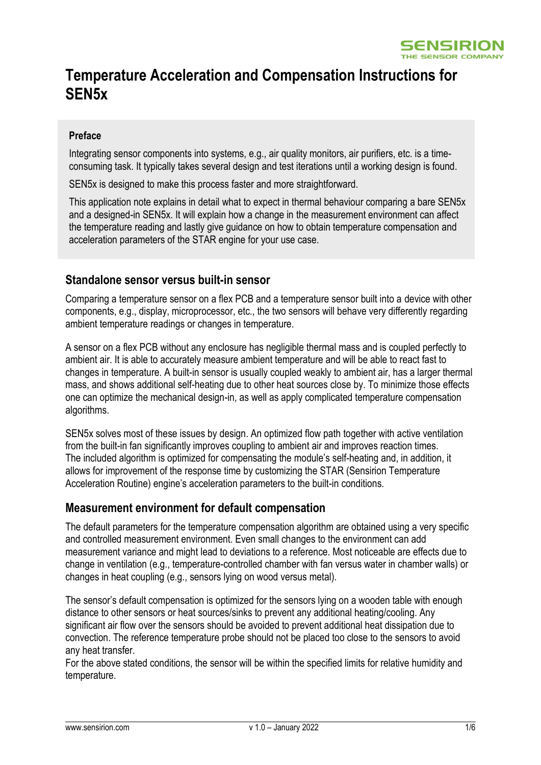# Temperature Acceleration and Compensation Instructions for SEN5x

### Preface

Integrating sensor components into systems, e.g., air quality monitors, air purifiers, etc. is a time-consuming task. It typically takes several design and test iterations until a working design is found.

SEN5x is designed to make this process faster and more straightforward.

This application note explains in detail what to expect in thermal behaviour comparing a bare SEN5x and a designed-in SEN5x. It will explain how a change in the measurement environment can affect the temperature reading and lastly give guidance on how to obtain temperature compensation and acceleration parameters of the STAR engine for your use case.

## Standalone sensor versus built-in sensor

Comparing a temperature sensor on a flex PCB and a temperature sensor built into a device with other components, e.g., display, microprocessor, etc., the two sensors will behave very differently regarding ambient temperature readings or changes in temperature.

A sensor on a flex PCB without any enclosure has negligible thermal mass and is coupled perfectly to ambient air. It is able to accurately measure ambient temperature and will be able to react fast to changes in temperature. A built-in sensor is usually coupled weakly to ambient air, has a larger thermal mass, and shows additional self-heating due to other heat sources close by. To minimize those effects one can optimize the mechanical design-in, as well as apply complicated temperature compensation algorithms.

SEN5x solves most of these issues by design. An optimized flow path together with active ventilation from the built-in fan significantly improves coupling to ambient air and improves reaction times. The included algorithm is optimized for compensating the module's self-heating and, in addition, it allows for improvement of the response time by customizing the STAR (Sensirion Temperature Acceleration Routine) engine's acceleration parameters to the built-in conditions.

## Measurement environment for default compensation

The default parameters for the temperature compensation algorithm are obtained using a very specific and controlled measurement environment. Even small changes to the environment can add measurement variance and might lead to deviations to a reference. Most noticeable are effects due to change in ventilation (e.g., temperature-controlled chamber with fan versus water in chamber walls) or changes in heat coupling (e.g., sensors lying on wood versus metal).

The sensor's default compensation is optimized for the sensors lying on a wooden table with enough distance to other sensors or heat sources/sinks to prevent any additional heating/cooling. Any significant air flow over the sensors should be avoided to prevent additional heat dissipation due to convection. The reference temperature probe should not be placed too close to the sensors to avoid any heat transfer.

For the above stated conditions, the sensor will be within the specified limits for relative humidity and temperature.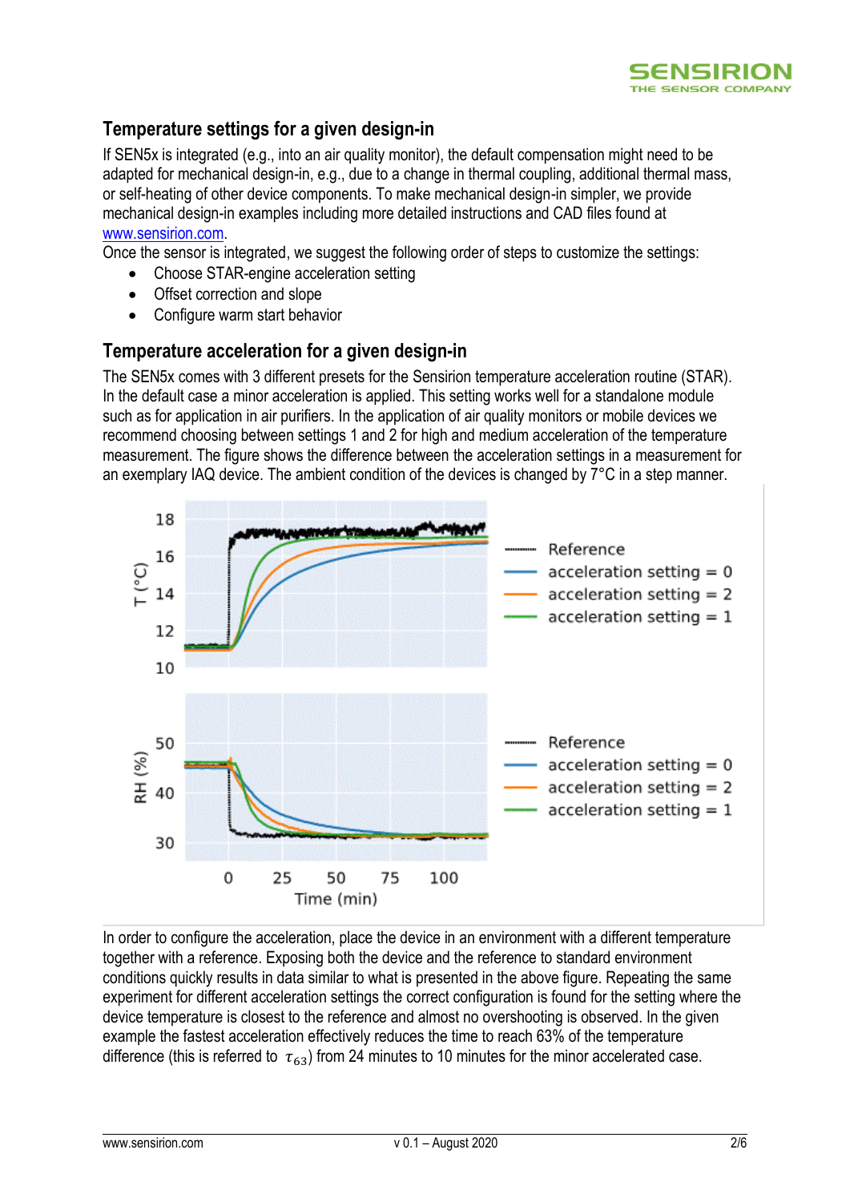## Temperature settings for a given design-in

If SEN5x is integrated (e.g., into an air quality monitor), the default compensation might need to be adapted for mechanical design-in, e.g., due to a change in thermal coupling, additional thermal mass, or self-heating of other device components. To make mechanical design-in simpler, we provide mechanical design-in examples including more detailed instructions and CAD files found at www.sensirion.com.

Once the sensor is integrated, we suggest the following order of steps to customize the settings:

- Choose STAR-engine acceleration setting
- Offset correction and slope
- Configure warm start behavior

## Temperature acceleration for a given design-in

The SEN5x comes with 3 different presets for the Sensirion temperature acceleration routine (STAR). In the default case a minor acceleration is applied. This setting works well for a standalone module such as for application in air purifiers. In the application of air quality monitors or mobile devices we recommend choosing between settings 1 and 2 for high and medium acceleration of the temperature measurement. The figure shows the difference between the acceleration settings in a measurement for an exemplary IAQ device. The ambient condition of the devices is changed by 7°C in a step manner.

T (°C)
18
16
14
12
10

Reference
acceleration setting = 0
acceleration setting = 2
acceleration setting = 1

RH (%)
50
40
30

0 25 50 75 100
Time (min)

Reference
acceleration setting = 0
acceleration setting = 2
acceleration setting = 1

In order to configure the acceleration, place the device in an environment with a different temperature together with a reference. Exposing both the device and the reference to standard environment conditions quickly results in data similar to what is presented in the above figure. Repeating the same experiment for different acceleration settings the correct configuration is found for the setting where the device temperature is closest to the reference and almost no overshooting is observed. In the given example the fastest acceleration effectively reduces the time to reach 63% of the temperature difference (this is referred to $\tau_{63}$) from 24 minutes to 10 minutes for the minor accelerated case.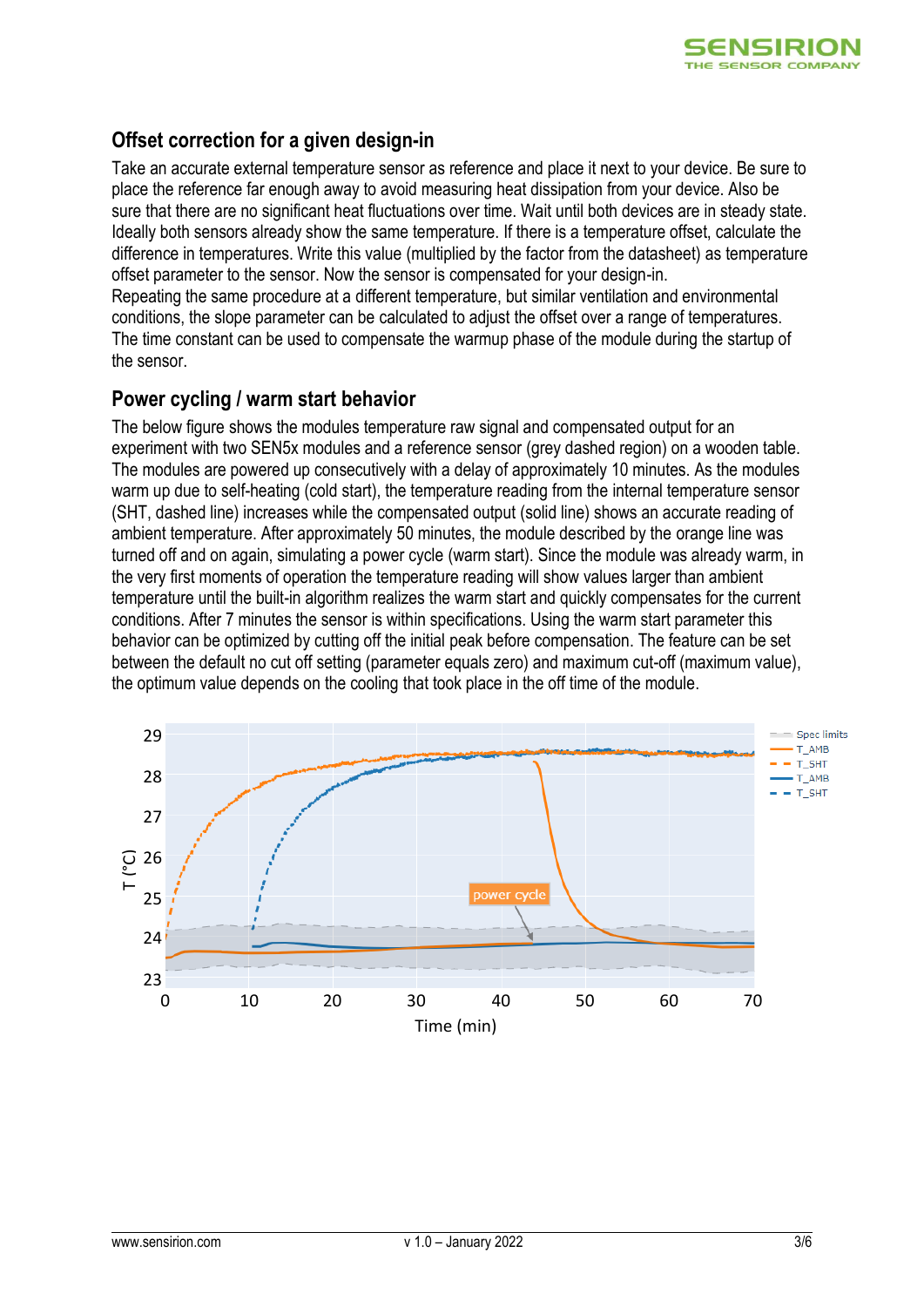## Offset correction for a given design-in

Take an accurate external temperature sensor as reference and place it next to your device. Be sure to place the reference far enough away to avoid measuring heat dissipation from your device. Also be sure that there are no significant heat fluctuations over time. Wait until both devices are in steady state. Ideally both sensors already show the same temperature. If there is a temperature offset, calculate the difference in temperatures. Write this value (multiplied by the factor from the datasheet) as temperature offset parameter to the sensor. Now the sensor is compensated for your design-in.
Repeating the same procedure at a different temperature, but similar ventilation and environmental conditions, the slope parameter can be calculated to adjust the offset over a range of temperatures. The time constant can be used to compensate the warmup phase of the module during the startup of the sensor.

## Power cycling / warm start behavior

The below figure shows the modules temperature raw signal and compensated output for an experiment with two SEN5x modules and a reference sensor (grey dashed region) on a wooden table. The modules are powered up consecutively with a delay of approximately 10 minutes. As the modules warm up due to self-heating (cold start), the temperature reading from the internal temperature sensor (SHT, dashed line) increases while the compensated output (solid line) shows an accurate reading of ambient temperature. After approximately 50 minutes, the module described by the orange line was turned off and on again, simulating a power cycle (warm start). Since the module was already warm, in the very first moments of operation the temperature reading will show values larger than ambient temperature until the built-in algorithm realizes the warm start and quickly compensates for the current conditions. After 7 minutes the sensor is within specifications. Using the warm start parameter this behavior can be optimized by cutting off the initial peak before compensation. The feature can be set between the default no cut off setting (parameter equals zero) and maximum cut-off (maximum value), the optimum value depends on the cooling that took place in the off time of the module.

T (°C)
29
28
27
26
25
24
23
0
10
20
30
40
50
60
70
Time (min)
power cycle
Spec limits
T_AMB
T_SHT
T_AMB
T_SHT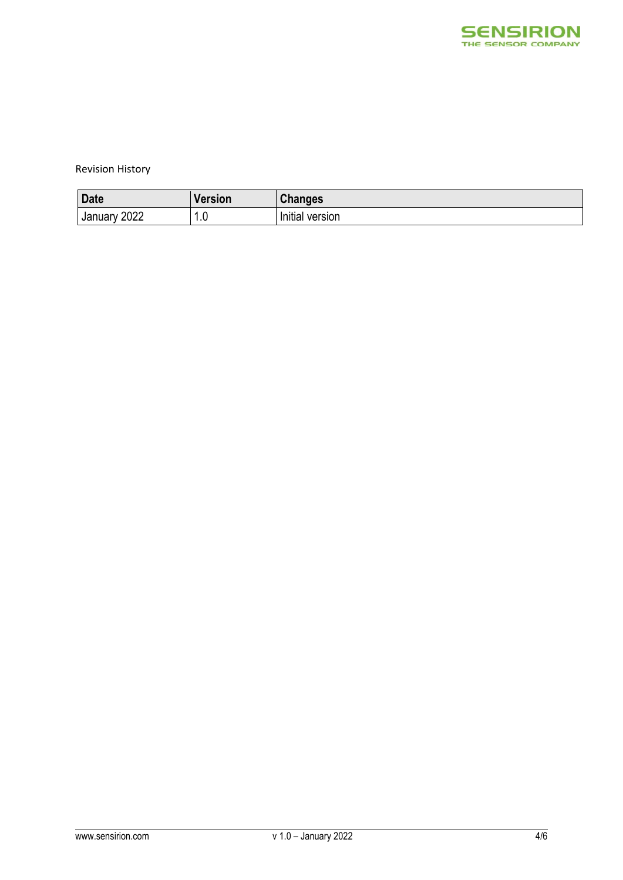Revision History

| Date | Version | Changes |
| --- | --- | --- |
| January 2022 | 1.0 | Initial version |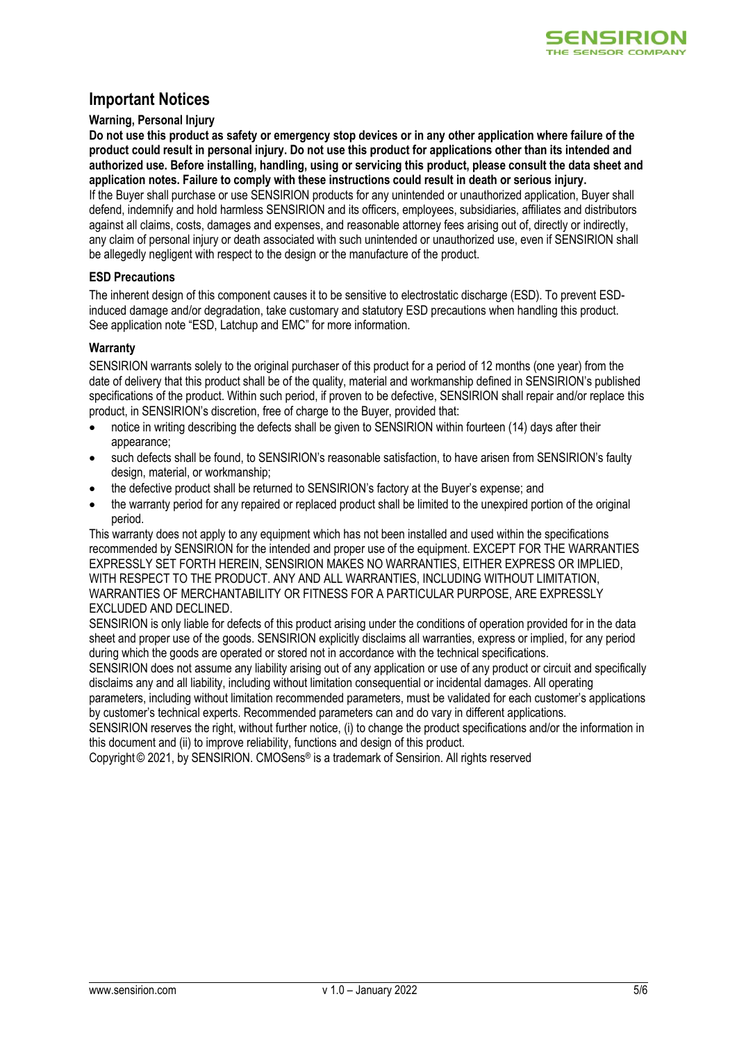## Important Notices

### Warning, Personal Injury

**Do not use this product as safety or emergency stop devices or in any other application where failure of the product could result in personal injury. Do not use this product for applications other than its intended and authorized use. Before installing, handling, using or servicing this product, please consult the data sheet and application notes. Failure to comply with these instructions could result in death or serious injury.**

If the Buyer shall purchase or use SENSIRION products for any unintended or unauthorized application, Buyer shall defend, indemnify and hold harmless SENSIRION and its officers, employees, subsidiaries, affiliates and distributors against all claims, costs, damages and expenses, and reasonable attorney fees arising out of, directly or indirectly, any claim of personal injury or death associated with such unintended or unauthorized use, even if SENSIRION shall be allegedly negligent with respect to the design or the manufacture of the product.

### ESD Precautions

The inherent design of this component causes it to be sensitive to electrostatic discharge (ESD). To prevent ESD-induced damage and/or degradation, take customary and statutory ESD precautions when handling this product. See application note "ESD, Latchup and EMC" for more information.

### Warranty

SENSIRION warrants solely to the original purchaser of this product for a period of 12 months (one year) from the date of delivery that this product shall be of the quality, material and workmanship defined in SENSIRION's published specifications of the product. Within such period, if proven to be defective, SENSIRION shall repair and/or replace this product, in SENSIRION's discretion, free of charge to the Buyer, provided that:

- notice in writing describing the defects shall be given to SENSIRION within fourteen (14) days after their appearance;
- such defects shall be found, to SENSIRION's reasonable satisfaction, to have arisen from SENSIRION's faulty design, material, or workmanship;
- the defective product shall be returned to SENSIRION's factory at the Buyer's expense; and
- the warranty period for any repaired or replaced product shall be limited to the unexpired portion of the original period.

This warranty does not apply to any equipment which has not been installed and used within the specifications recommended by SENSIRION for the intended and proper use of the equipment. EXCEPT FOR THE WARRANTIES EXPRESSLY SET FORTH HEREIN, SENSIRION MAKES NO WARRANTIES, EITHER EXPRESS OR IMPLIED, WITH RESPECT TO THE PRODUCT. ANY AND ALL WARRANTIES, INCLUDING WITHOUT LIMITATION, WARRANTIES OF MERCHANTABILITY OR FITNESS FOR A PARTICULAR PURPOSE, ARE EXPRESSLY EXCLUDED AND DECLINED.

SENSIRION is only liable for defects of this product arising under the conditions of operation provided for in the data sheet and proper use of the goods. SENSIRION explicitly disclaims all warranties, express or implied, for any period during which the goods are operated or stored not in accordance with the technical specifications.

SENSIRION does not assume any liability arising out of any application or use of any product or circuit and specifically disclaims any and all liability, including without limitation consequential or incidental damages. All operating parameters, including without limitation recommended parameters, must be validated for each customer's applications by customer's technical experts. Recommended parameters can and do vary in different applications.

SENSIRION reserves the right, without further notice, (i) to change the product specifications and/or the information in this document and (ii) to improve reliability, functions and design of this product.

Copyright © 2021, by SENSIRION. CMOSens® is a trademark of Sensirion. All rights reserved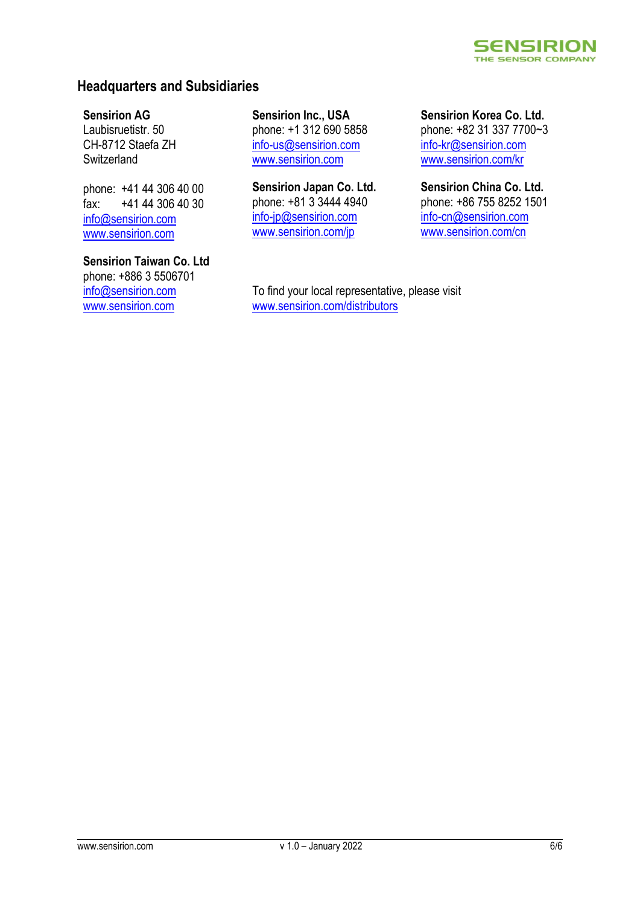## Headquarters and Subsidiaries

**Sensirion AG**
Laubisruetistr. 50
CH-8712 Staefa ZH
Switzerland

phone: +41 44 306 40 00
fax: +41 44 306 40 30
info@sensirion.com
www.sensirion.com

**Sensirion Taiwan Co. Ltd**
phone: +886 3 5506701
info@sensirion.com
www.sensirion.com

**Sensirion Inc., USA**
phone: +1 312 690 5858
info-us@sensirion.com
www.sensirion.com

**Sensirion Japan Co. Ltd.**
phone: +81 3 3444 4940
info-jp@sensirion.com
www.sensirion.com/jp

**Sensirion Korea Co. Ltd.**
phone: +82 31 337 7700~3
info-kr@sensirion.com
www.sensirion.com/kr

**Sensirion China Co. Ltd.**
phone: +86 755 8252 1501
info-cn@sensirion.com
www.sensirion.com/cn

To find your local representative, please visit
www.sensirion.com/distributors